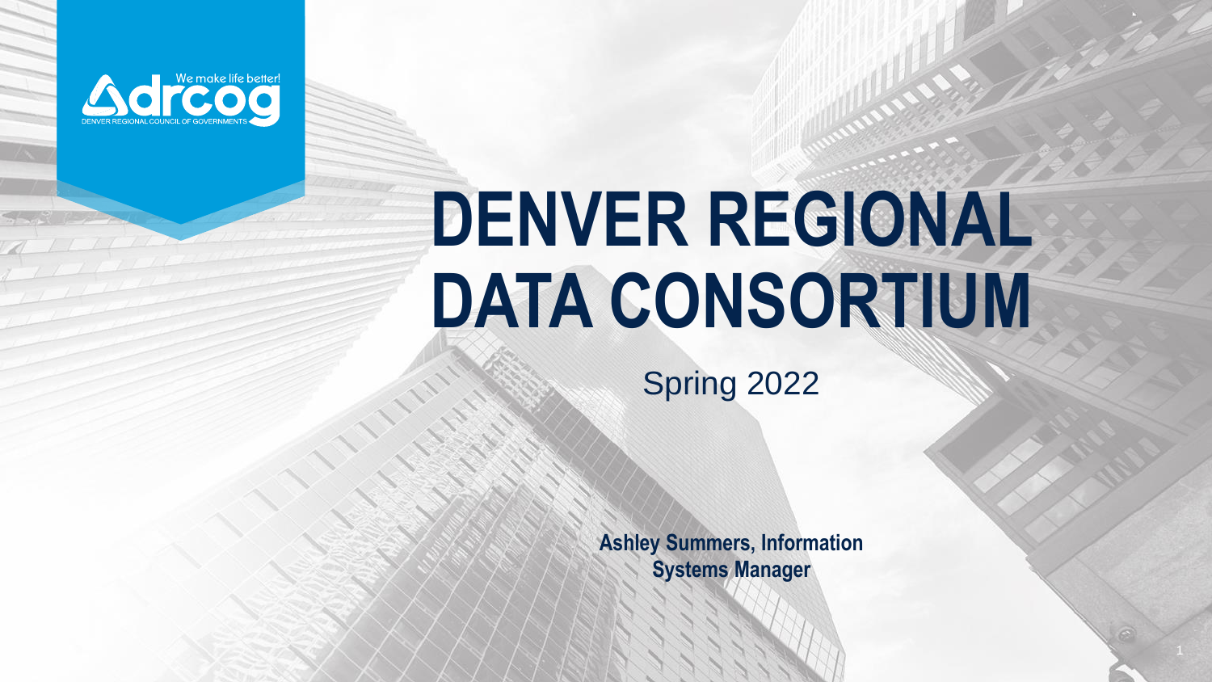# DENVER REGIONAL DATA CONSORTIUM

Spring 2022

**Ashley Summers, Information Systems Manager**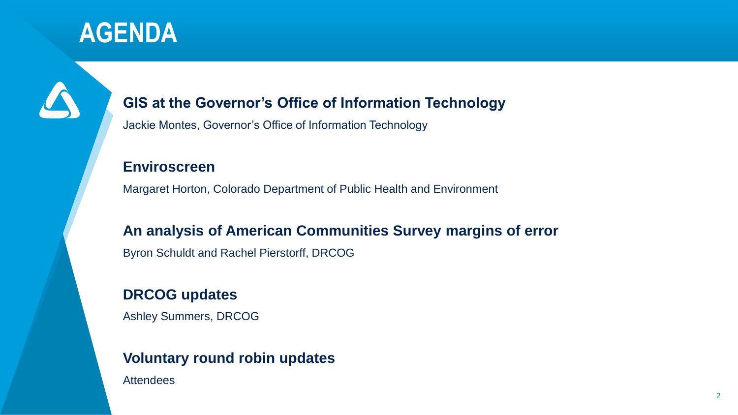# AGENDA

**GIS at the Governor's Office of Information Technology**

Jackie Montes, Governor's Office of Information Technology

**Enviroscreen**

Margaret Horton, Colorado Department of Public Health and Environment

**An analysis of American Communities Survey margins of error**

Byron Schuldt and Rachel Pierstorff, DRCOG

**DRCOG updates**

Ashley Summers, DRCOG

**Voluntary round robin updates**

Attendees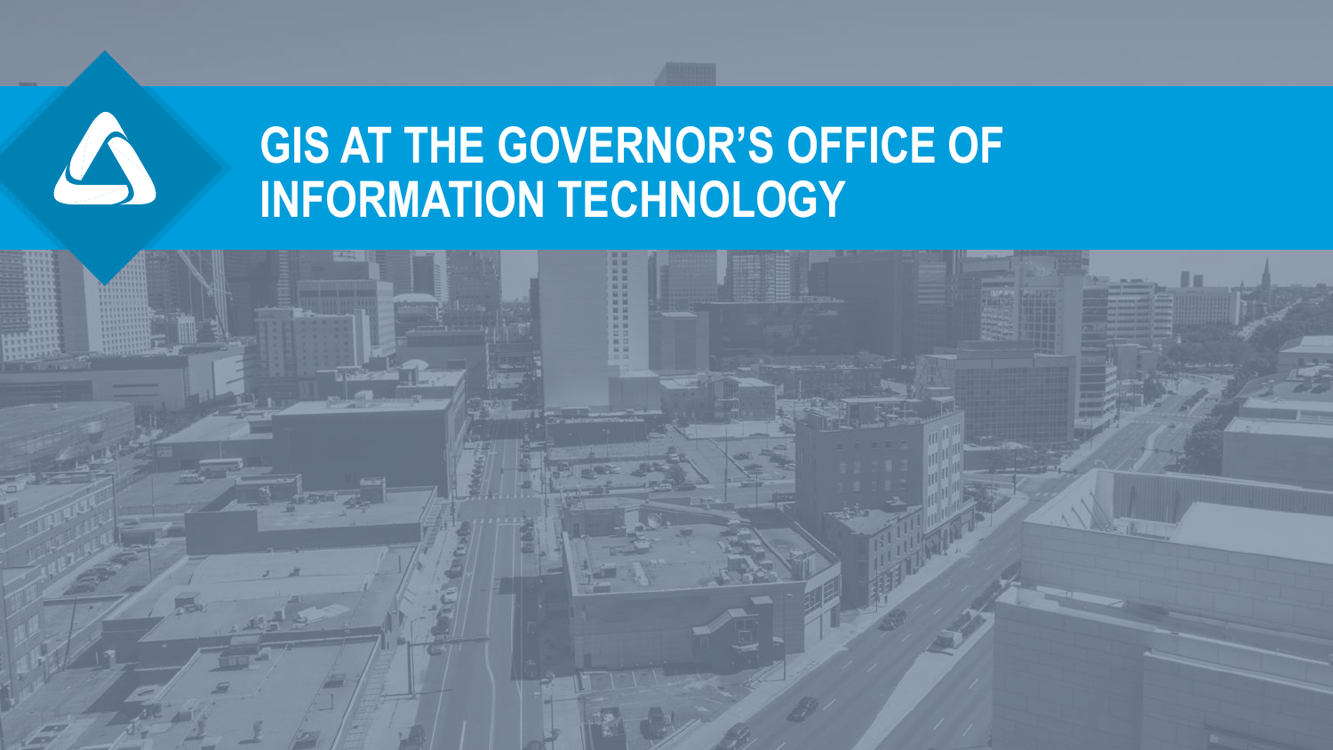# GIS AT THE GOVERNOR'S OFFICE OF INFORMATION TECHNOLOGY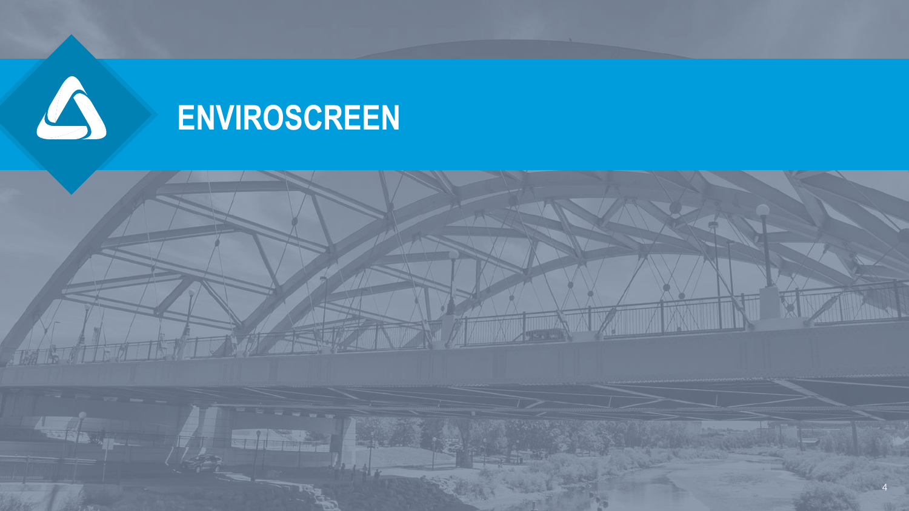# ENVIROSCREEN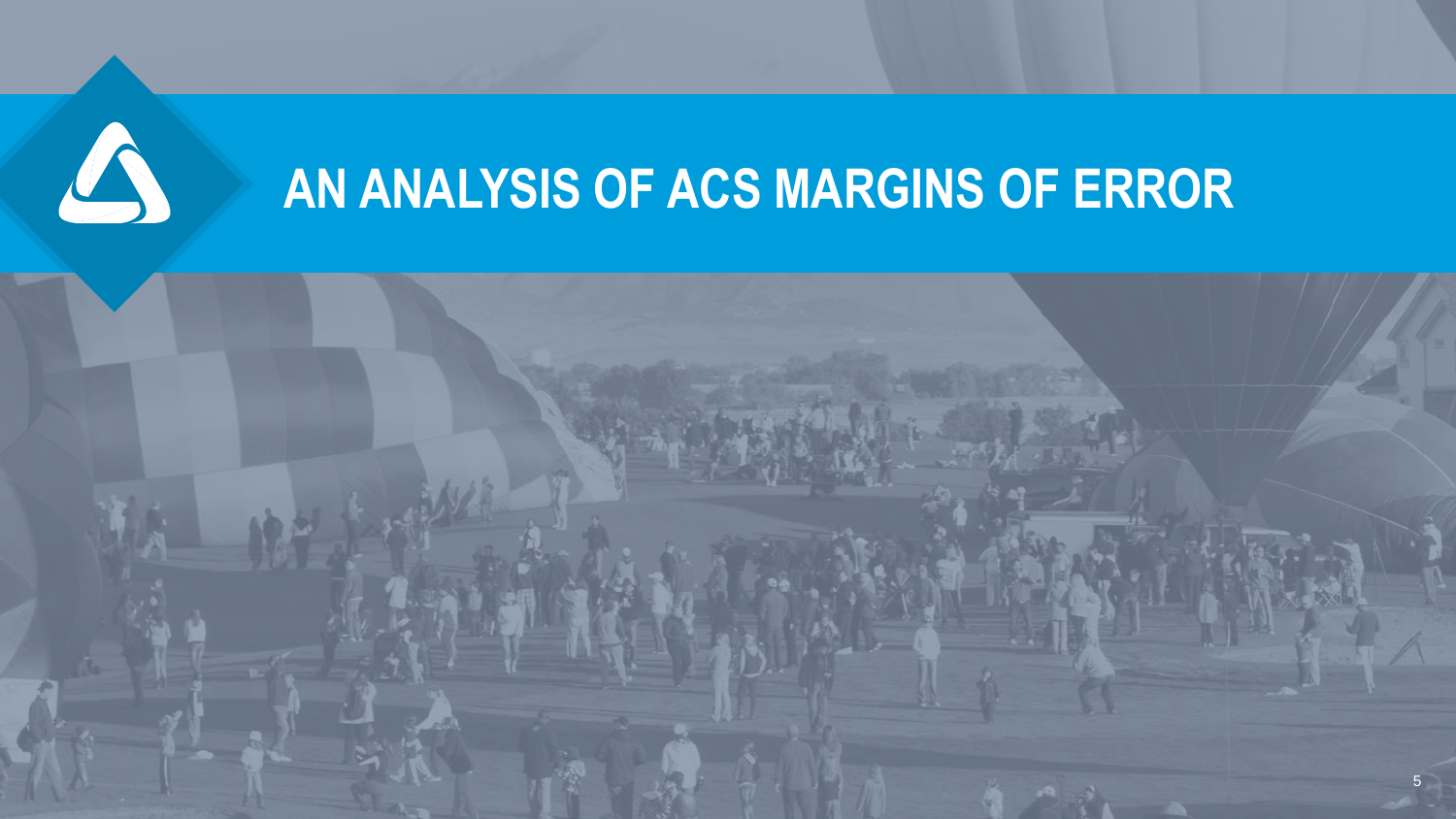# AN ANALYSIS OF ACS MARGINS OF ERROR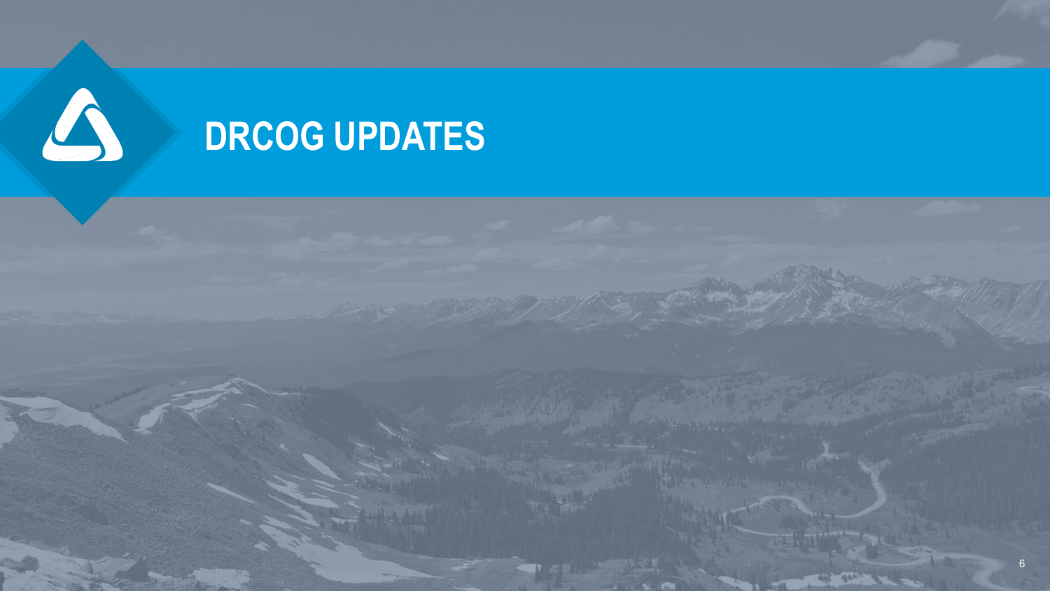# DRCOG UPDATES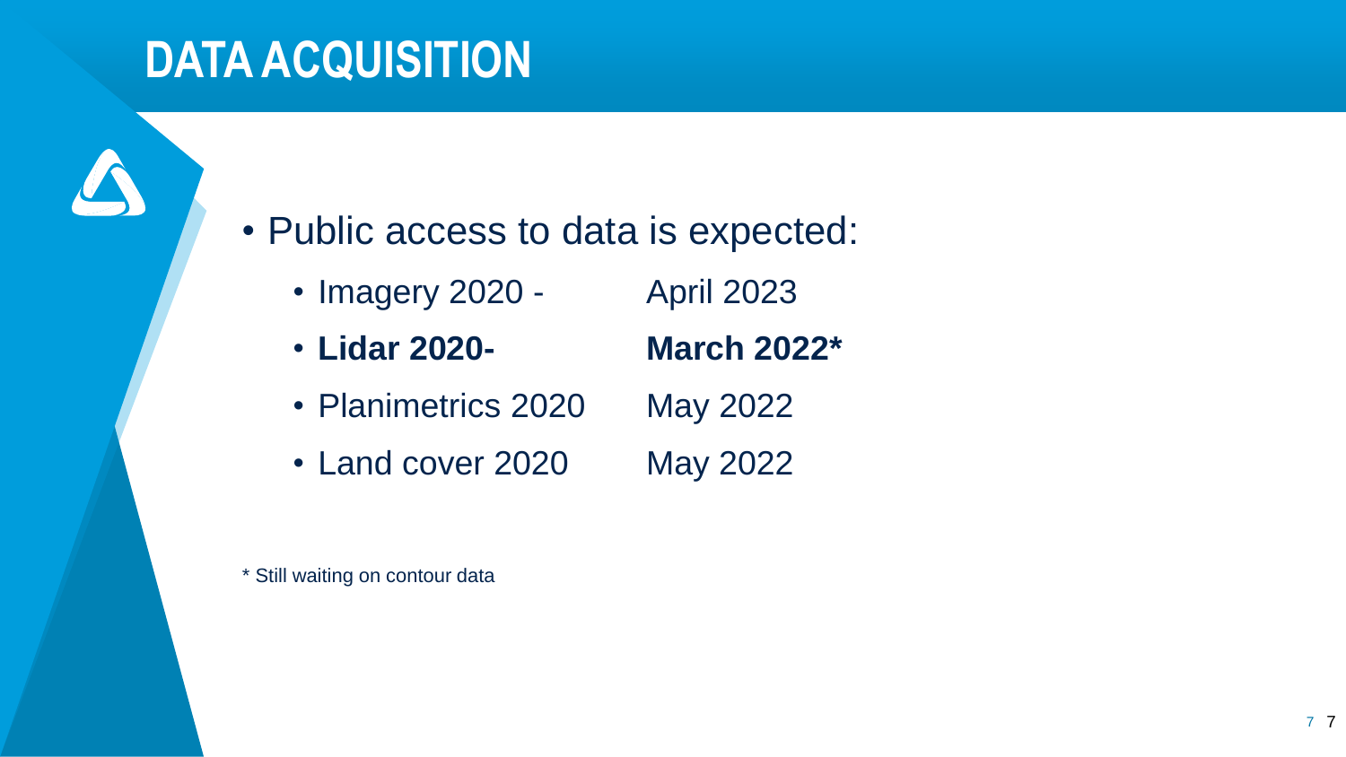# DATA ACQUISITION

- Public access to data is expected:
  - Imagery 2020 - April 2023
  - **Lidar 2020- March 2022***
  - Planimetrics 2020 May 2022
  - Land cover 2020 May 2022

* Still waiting on contour data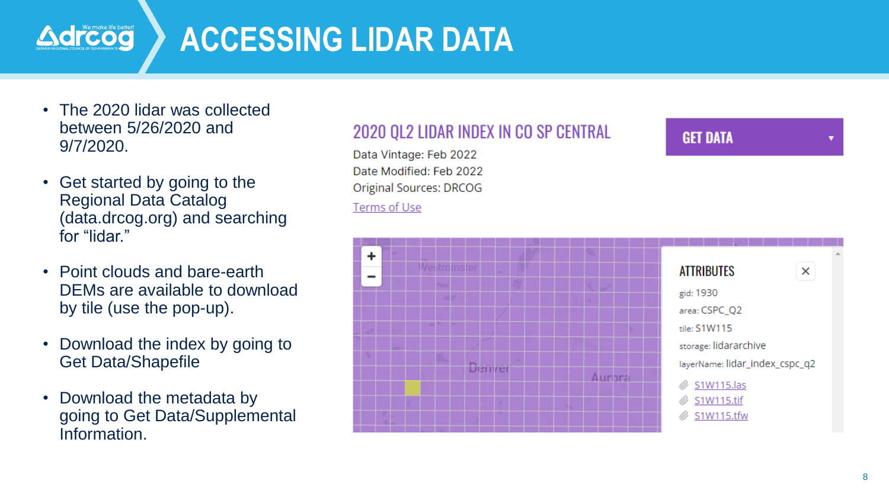# ACCESSING LIDAR DATA

- The 2020 lidar was collected between 5/26/2020 and 9/7/2020.
- Get started by going to the Regional Data Catalog (data.drcog.org) and searching for "lidar."
- Point clouds and bare-earth DEMs are available to download by tile (use the pop-up).
- Download the index by going to Get Data/Shapefile
- Download the metadata by going to Get Data/Supplemental Information.

## 2020 QL2 LIDAR INDEX IN CO SP CENTRAL

Data Vintage: Feb 2022
Date Modified: Feb 2022
Original Sources: DRCOG
Terms of Use

GET DATA

### ATTRIBUTES

gid: 1930
area: CSPC_Q2
tile: S1W115
storage: lidararchive
layerName: lidar_index_cspc_q2

- S1W115.las
- S1W115.tif
- S1W115.tfw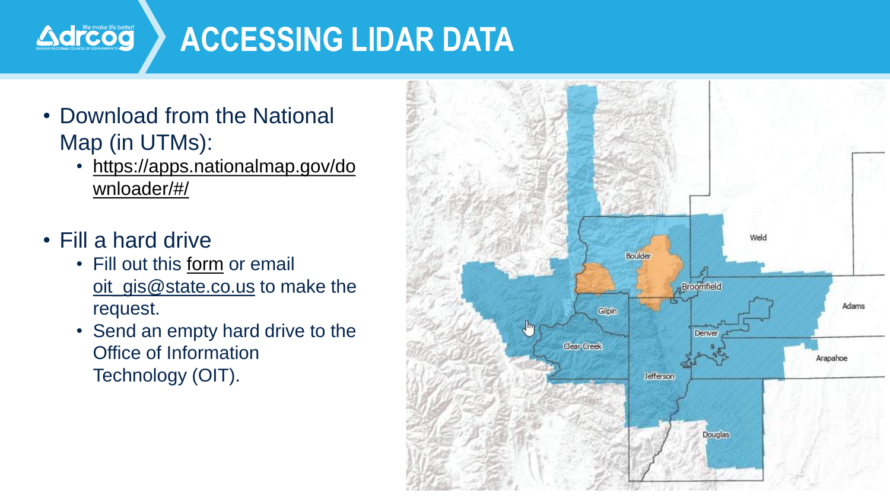# ACCESSING LIDAR DATA

- Download from the National Map (in UTMs):
  - https://apps.nationalmap.gov/downloader/#/
- Fill a hard drive
  - Fill out this form or email oit_gis@state.co.us to make the request.
  - Send an empty hard drive to the Office of Information Technology (OIT).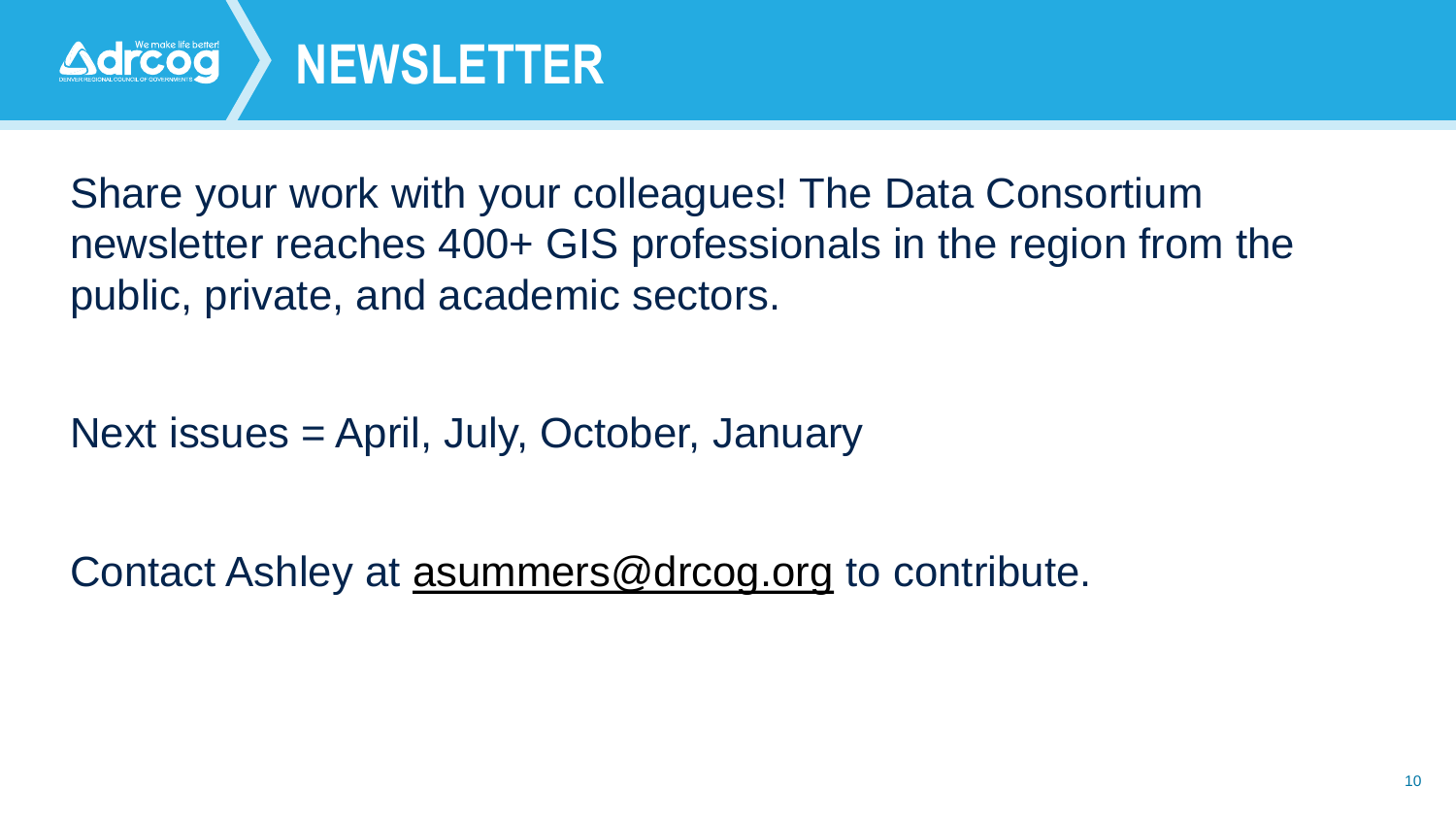# NEWSLETTER

Share your work with your colleagues! The Data Consortium newsletter reaches 400+ GIS professionals in the region from the public, private, and academic sectors.

Next issues = April, July, October, January

Contact Ashley at asummers@drcog.org to contribute.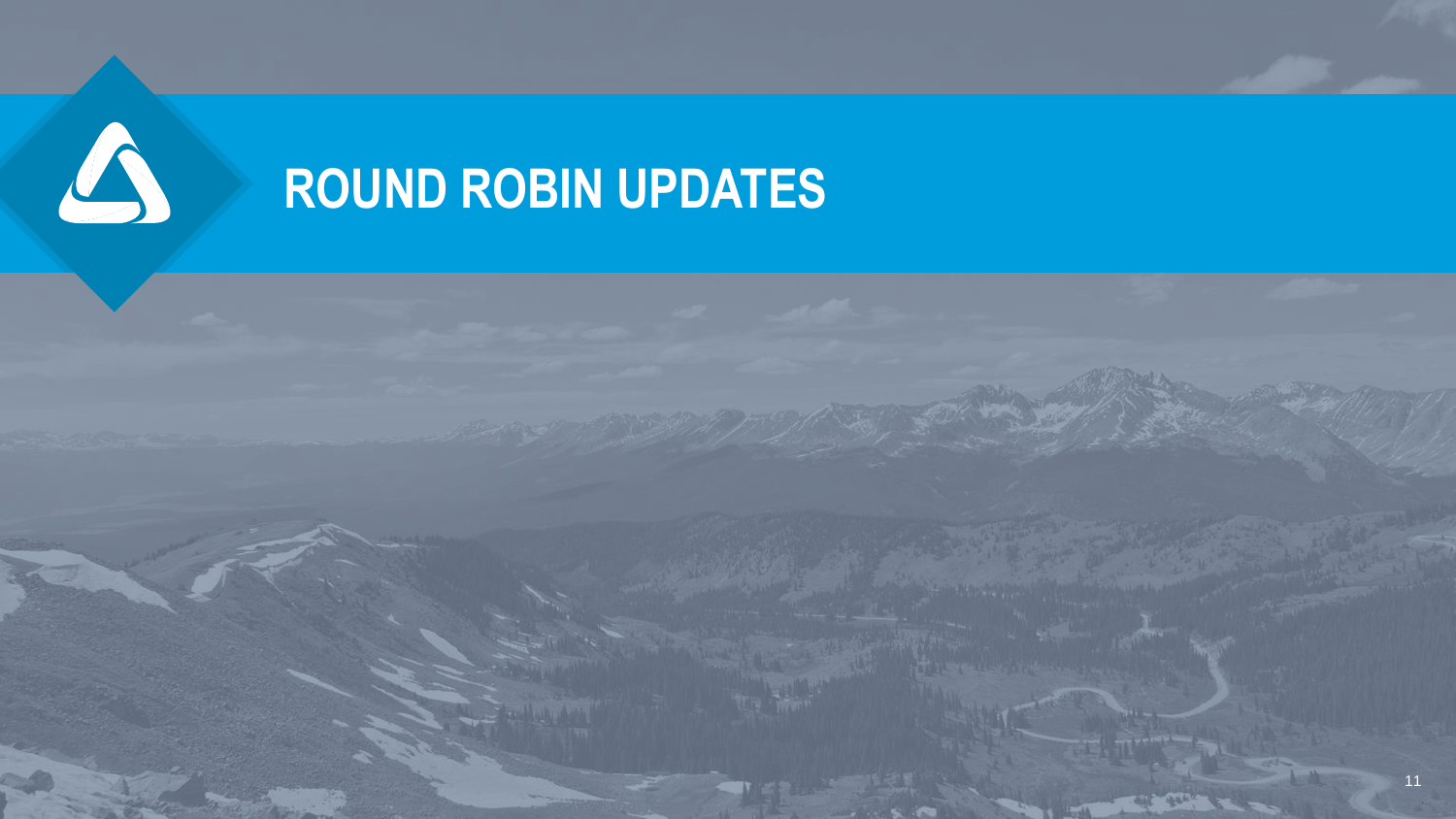# ROUND ROBIN UPDATES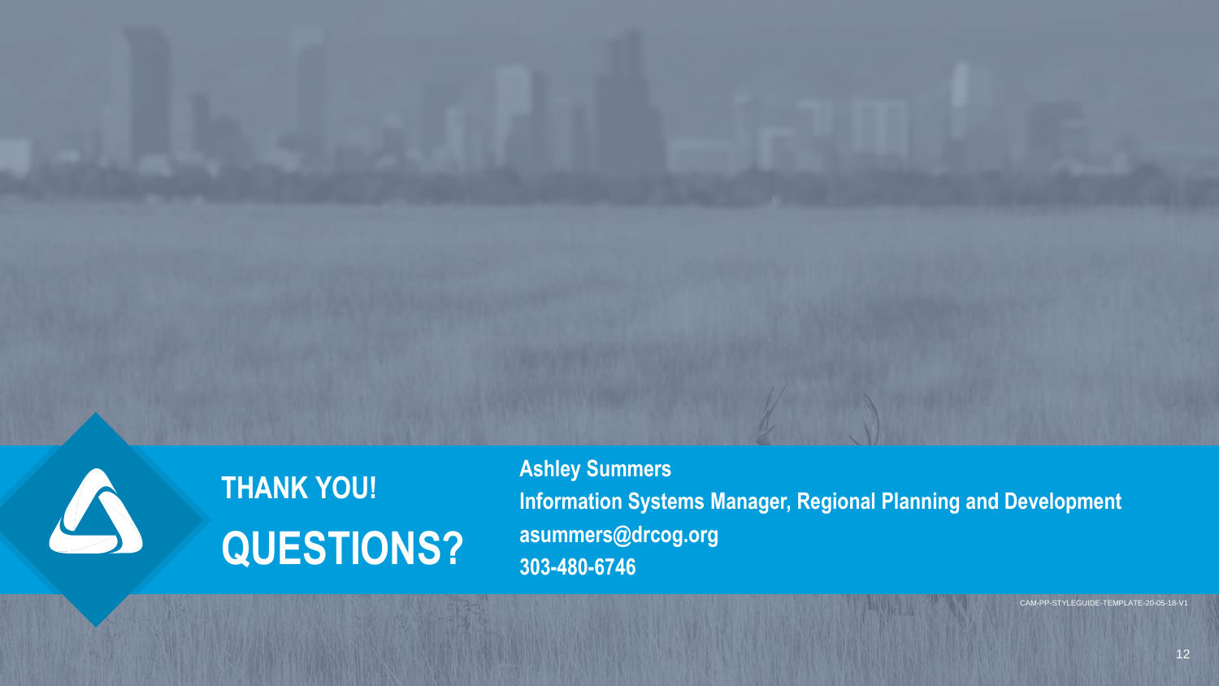# THANK YOU!

# QUESTIONS?

**Ashley Summers**

**Information Systems Manager, Regional Planning and Development**

**asummers@drcog.org**

**303-480-6746**

CAM-PP-STYLEGUIDE-TEMPLATE-20-05-18-V1